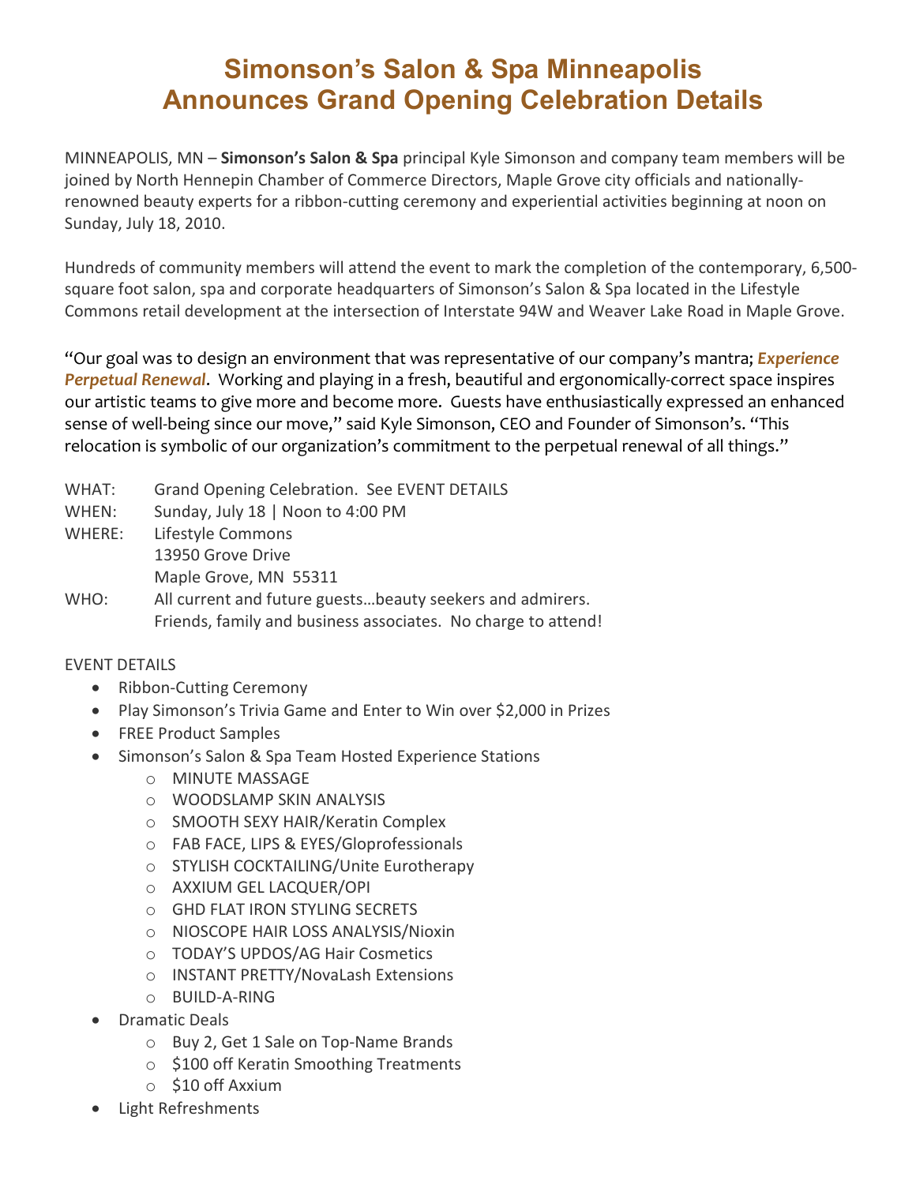# Simonson's Salon & Spa Minneapolis Announces Grand Opening Celebration Details

MINNEAPOLIS, MN – **Simonson's Salon & Spa** principal Kyle Simonson and company team members will be joined by North Hennepin Chamber of Commerce Directors, Maple Grove city officials and nationally-renowned beauty experts for a ribbon-cutting ceremony and experiential activities beginning at noon on Sunday, July 18, 2010.

Hundreds of community members will attend the event to mark the completion of the contemporary, 6,500-square foot salon, spa and corporate headquarters of Simonson's Salon & Spa located in the Lifestyle Commons retail development at the intersection of Interstate 94W and Weaver Lake Road in Maple Grove.

"Our goal was to design an environment that was representative of our company's mantra; ***Experience Perpetual Renewal***. Working and playing in a fresh, beautiful and ergonomically-correct space inspires our artistic teams to give more and become more. Guests have enthusiastically expressed an enhanced sense of well-being since our move," said Kyle Simonson, CEO and Founder of Simonson's. "This relocation is symbolic of our organization's commitment to the perpetual renewal of all things."

WHAT: Grand Opening Celebration. See EVENT DETAILS

WHEN: Sunday, July 18 | Noon to 4:00 PM

WHERE: Lifestyle Commons
13950 Grove Drive
Maple Grove, MN 55311

WHO: All current and future guests…beauty seekers and admirers.
Friends, family and business associates. No charge to attend!

EVENT DETAILS

- Ribbon-Cutting Ceremony
- Play Simonson's Trivia Game and Enter to Win over $2,000 in Prizes
- FREE Product Samples
- Simonson's Salon & Spa Team Hosted Experience Stations
    - MINUTE MASSAGE
    - WOODSLAMP SKIN ANALYSIS
    - SMOOTH SEXY HAIR/Keratin Complex
    - FAB FACE, LIPS & EYES/Gloprofessionals
    - STYLISH COCKTAILING/Unite Eurotherapy
    - AXXIUM GEL LACQUER/OPI
    - GHD FLAT IRON STYLING SECRETS
    - NIOSCOPE HAIR LOSS ANALYSIS/Nioxin
    - TODAY'S UPDOS/AG Hair Cosmetics
    - INSTANT PRETTY/NovaLash Extensions
    - BUILD-A-RING
- Dramatic Deals
    - Buy 2, Get 1 Sale on Top-Name Brands
    - $100 off Keratin Smoothing Treatments
    - $10 off Axxium
- Light Refreshments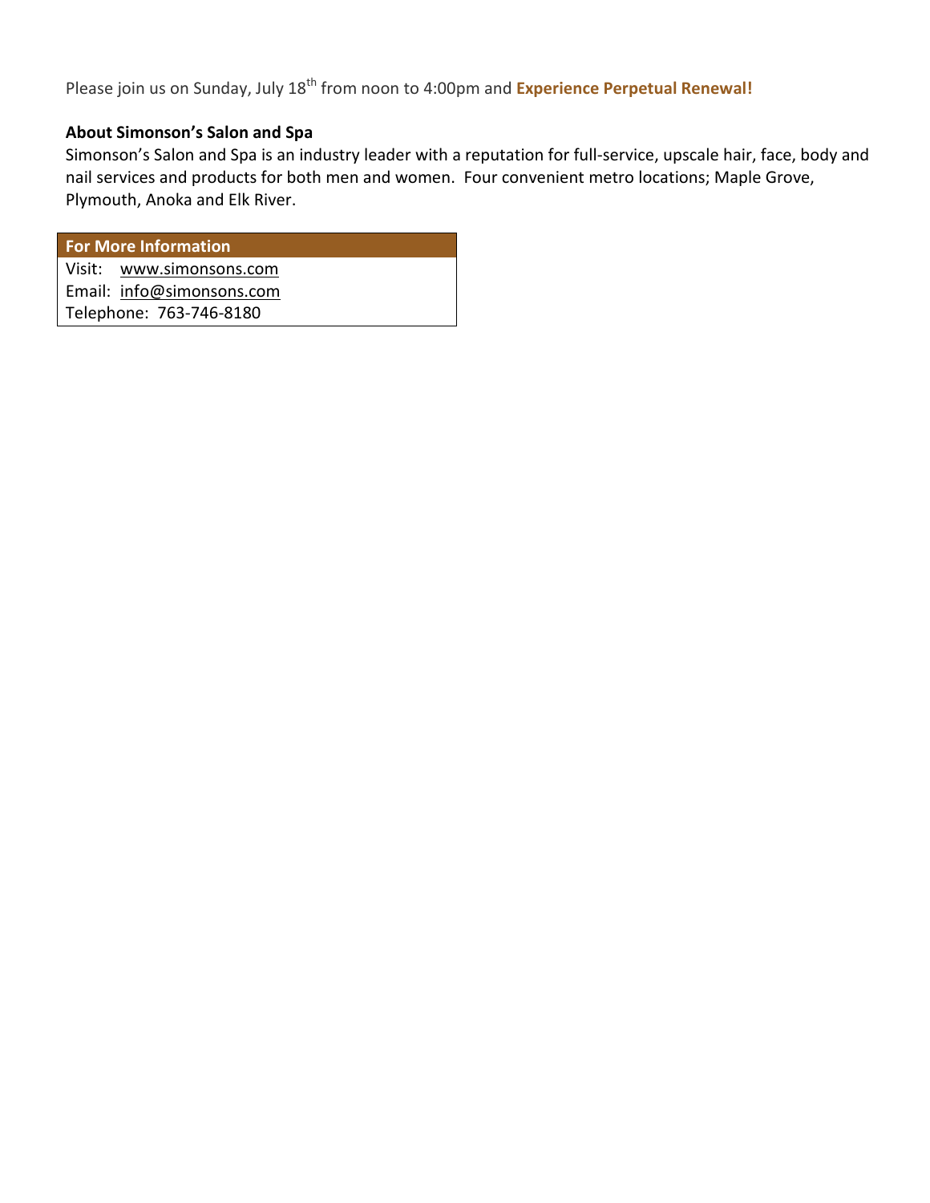Please join us on Sunday, July 18th from noon to 4:00pm and **Experience Perpetual Renewal!**

**About Simonson's Salon and Spa**

Simonson's Salon and Spa is an industry leader with a reputation for full-service, upscale hair, face, body and nail services and products for both men and women. Four convenient metro locations; Maple Grove, Plymouth, Anoka and Elk River.

| For More Information |
| --- |
| Visit: www.simonsons.com |
| Email: info@simonsons.com |
| Telephone: 763-746-8180 |